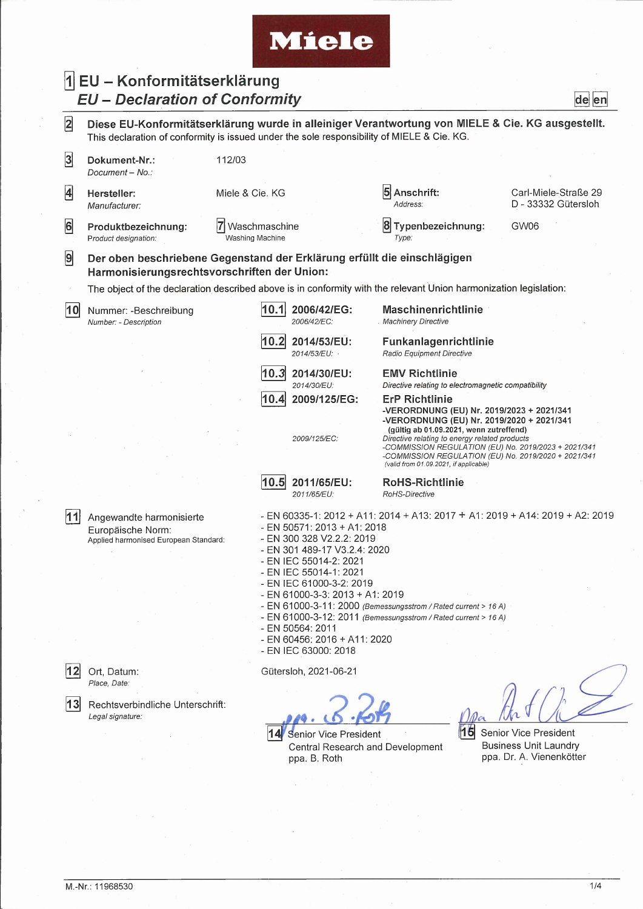Miele

# 1 EU – Konformitätserklärung
## *EU – Declaration of Conformity*

de en

**2** **Diese EU-Konformitätserklärung wurde in alleiniger Verantwortung von MIELE & Cie. KG ausgestellt.**
This declaration of conformity is issued under the sole responsibility of MIELE & Cie. KG.

**3** **Dokument-Nr.:** *Document – No.:* 112/03

**4** **Hersteller:** *Manufacturer:* Miele & Cie. KG

**5** **Anschrift:** *Address:* Carl-Miele-Straße 29, D - 33332 Gütersloh

**6** **Produktbezeichnung:** *Product designation:* **7** Waschmaschine / Washing Machine

**8** **Typenbezeichnung:** *Type:* GW06

**9** **Der oben beschriebene Gegenstand der Erklärung erfüllt die einschlägigen Harmonisierungsrechtsvorschriften der Union:**
The object of the declaration described above is in conformity with the relevant Union harmonization legislation:

**10** Nummer: -Beschreibung / *Number: - Description*

| | Nummer / Number | Beschreibung / Description |
|---|---|---|
| 10.1 | **2006/42/EG:** *2006/42/EC:* | **Maschinenrichtlinie** *Machinery Directive* |
| 10.2 | **2014/53/EU:** *2014/53/EU:* | **Funkanlagenrichtlinie** *Radio Equipment Directive* |
| 10.3 | **2014/30/EU:** *2014/30/EU:* | **EMV Richtlinie** *Directive relating to electromagnetic compatibility* |
| 10.4 | **2009/125/EG:** *2009/125/EC:* | **ErP Richtlinie** **-VERORDNUNG (EU) Nr. 2019/2023 + 2021/341** **-VERORDNUNG (EU) Nr. 2019/2020 + 2021/341** **(gültig ab 01.09.2021, wenn zutreffend)** *Directive relating to energy related products* *-COMMISSION REGULATION (EU) No. 2019/2023 + 2021/341* *-COMMISSION REGULATION (EU) No. 2019/2020 + 2021/341* *(valid from 01.09.2021, if applicable)* |
| 10.5 | **2011/65/EU:** *2011/65/EU:* | **RoHS-Richtlinie** *RoHS-Directive* |

**11** Angewandte harmonisierte Europäische Norm: / Applied harmonised European Standard:

- EN 60335-1: 2012 + A11: 2014 + A13: 2017 + A1: 2019 + A14: 2019 + A2: 2019
- EN 50571: 2013 + A1: 2018
- EN 300 328 V2.2.2: 2019
- EN 301 489-17 V3.2.4: 2020
- EN IEC 55014-2: 2021
- EN IEC 55014-1: 2021
- EN IEC 61000-3-2: 2019
- EN 61000-3-3: 2013 + A1: 2019
- EN 61000-3-11: 2000 *(Bemessungsstrom / Rated current > 16 A)*
- EN 61000-3-12: 2011 *(Bemessungsstrom / Rated current > 16 A)*
- EN 50564: 2011
- EN 60456: 2016 + A11: 2020
- EN IEC 63000: 2018

**12** Ort, Datum: / *Place, Date:* Gütersloh, 2021-06-21

**13** Rechtsverbindliche Unterschrift: / *Legal signature:*

**14** Senior Vice President
Central Research and Development
ppa. B. Roth

**15** Senior Vice President
Business Unit Laundry
ppa. Dr. A. Vienenkötter

M.-Nr.: 11968530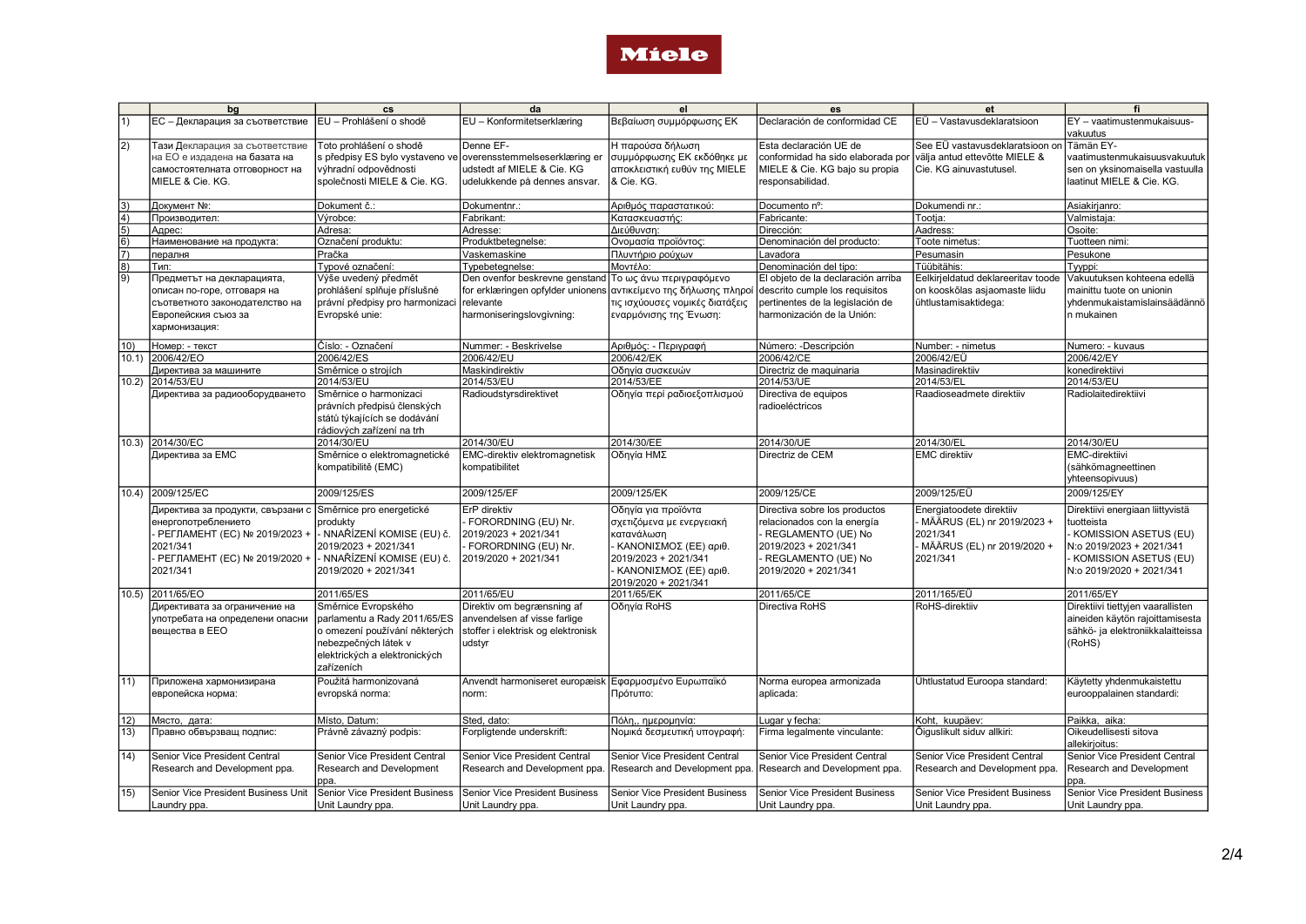**Miele**

| | bg | cs | da | el | es | et | fi |
|---|---|---|---|---|---|---|---|
| 1) | ЕС – Декларация за съответствие | EU – Prohlášení o shodě | EU – Konformitetserklæring | Βεβαίωση συμμόρφωσης ΕΚ | Declaración de conformidad CE | EÜ – Vastavusdeklaratsioon | EY – vaatimustenmukaisuus-vakuutus |
| 2) | Тази Декларация за съответствие на ЕО е издадена на базата на самостоятелната отговорност на MIELE & Cie. KG. | Toto prohlášení o shodě s předpisy ES bylo vystaveno ve výhradní odpovědnosti společnosti MIELE & Cie. KG. | Denne EF-overensstemmelseserklæring er udstedt af MIELE & Cie. KG udelukkende på dennes ansvar. | Η παρούσα δήλωση συμμόρφωσης ΕΚ εκδόθηκε με αποκλειστική ευθύνη της MIELE & Cie. KG. | Esta declaración UE de conformidad ha sido elaborada por MIELE & Cie. KG bajo su propia responsabilidad. | See EÜ vastavusdeklaratsioon on välja antud ettevõtte MIELE & Cie. KG ainuvastutusel. | Tämän EY-vaatimustenmukaisuusvakuutuksen on yksinomaisella vastuulla laatinut MIELE & Cie. KG. |
| 3) | Документ №: | Dokument č.: | Dokumentnr.: | Αριθμός παραστατικού: | Documento nº: | Dokumendi nr.: | Asiakirjanro: |
| 4) | Производител: | Výrobce: | Fabrikant: | Κατασκευαστής: | Fabricante: | Tootja: | Valmistaja: |
| 5) | Адрес: | Adresa: | Adresse: | Διεύθυνση: | Dirección: | Aadress: | Osoite: |
| 6) | Наименование на продукта: | Označení produktu: | Produktbetegnelse: | Ονομασία προϊόντος: | Denominación del producto: | Toote nimetus: | Tuotteen nimi: |
| 7) | пералня | Pračka | Vaskemaskine | Πλυντήριο ρούχων | Lavadora | Pesumasin | Pesukone |
| 8) | Тип: | Typové označení: | Typebetegnelse: | Μοντέλο: | Denominación del tipo: | Tüübitähis: | Tyyppi: |
| 9) | Предметът на декларацията, описан по-горе, отговаря на съответното законодателство на Европейския съюз за хармонизация: | Výše uvedený předmět prohlášení splňuje příslušné právní předpisy pro harmonizaci Evropské unie: | Den ovenfor beskrevne genstand for erklæringen opfylder unionens relevante harmoniseringslovgivning: | Το ως άνω περιγραφόμενο αντικείμενο της δήλωσης πληροί τις ισχύουσες νομικές διατάξεις εναρμόνισης της Ένωση: | El objeto de la declaración arriba descrito cumple los requisitos pertinentes de la legislación de harmonización de la Unión: | Eelkirjeldatud deklareeritav toode on kooskõlas asjaomaste liidu ühtlustamisaktidega: | Vakuutuksen kohteena edellä mainittu tuote on unionin yhdenmukaistamislainsäädännön mukainen |
| 10) | Номер: - текст | Číslo: - Označení | Nummer: - Beskrivelse | Αριθμός: - Περιγραφή | Número: -Descripción | Number: - nimetus | Numero: - kuvaus |
| 10.1) | 2006/42/EO<br>Директива за машините | 2006/42/ES<br>Směrnice o strojích | 2006/42/EU<br>Maskindirektiv | 2006/42/EK<br>Οδηγία συσκευών | 2006/42/CE<br>Directriz de maquinaria | 2006/42/EÜ<br>Masinadirektiiv | 2006/42/EY<br>konedirektiivi |
| 10.2) | 2014/53/EU<br>Директива за радиооборудването | 2014/53/EU<br>Směrnice o harmonizaci právních předpisů členských států týkajících se dodávání rádiových zařízení na trh | 2014/53/EU<br>Radioudstyrsdirektivet | 2014/53/EE<br>Οδηγία περί ραδιοεξοπλισμού | 2014/53/UE<br>Directiva de equipos radioeléctricos | 2014/53/EL<br>Raadioseadmete direktiiv | 2014/53/EU<br>Radiolaitedirektiivi |
| 10.3) | 2014/30/EC<br>Директива за EMC | 2014/30/EU<br>Směrnice o elektromagnetické kompatibilitě (EMC) | 2014/30/EU<br>EMC-direktiv elektromagnetisk kompatibilitet | 2014/30/EE<br>Οδηγία ΗΜΣ | 2014/30/UE<br>Directriz de CEM | 2014/30/EL<br>EMC direktiiv | 2014/30/EU<br>EMC-direktiivi (sähkömagneettinen yhteensopivuus) |
| 10.4) | 2009/125/EC<br>Директива за продукти, свързани с енергопотреблението<br>- РЕГЛАМЕНТ (ЕС) № 2019/2023 + 2021/341<br>- РЕГЛАМЕНТ (ЕС) № 2019/2020 + 2021/341 | 2009/125/ES<br>Směrnice pro energetické produkty<br>- NNAŘÍZENÍ KOMISE (EU) č. 2019/2023 + 2021/341<br>- NNAŘÍZENÍ KOMISE (EU) č. 2019/2020 + 2021/341 | 2009/125/EF<br>ErP direktiv<br>- FORORDNING (EU) Nr. 2019/2023 + 2021/341<br>- FORORDNING (EU) Nr. 2019/2020 + 2021/341 | 2009/125/EK<br>Οδηγία για προϊόντα σχετιζόμενα με ενεργειακή κατανάλωση<br>- ΚΑΝΟΝΙΣΜΟΣ (ΕΕ) αριθ. 2019/2023 + 2021/341<br>- ΚΑΝΟΝΙΣΜΟΣ (ΕΕ) αριθ. 2019/2020 + 2021/341 | 2009/125/CE<br>Directiva sobre los productos relacionados con la energía<br>- REGLAMENTO (UE) No 2019/2023 + 2021/341<br>- REGLAMENTO (UE) No 2019/2020 + 2021/341 | 2009/125/EÜ<br>Energiatoodete direktiiv<br>- MÄÄRUS (EL) nr 2019/2023 + 2021/341<br>- MÄÄRUS (EL) nr 2019/2020 + 2021/341 | 2009/125/EY<br>Direktiivi energiaan liittyvistä tuotteista<br>- KOMISSION ASETUS (EU) N:o 2019/2023 + 2021/341<br>- KOMISSION ASETUS (EU) N:o 2019/2020 + 2021/341 |
| 10.5) | 2011/65/EO<br>Директивата за ограничение на употребата на определени опасни вещества в ЕЕО | 2011/65/ES<br>Směrnice Evropského parlamentu a Rady 2011/65/ES o omezení používání některých nebezpečných látek v elektrických a elektronických zařízeních | 2011/65/EU<br>Direktiv om begrænsning af anvendelsen af visse farlige stoffer i elektrisk og elektronisk udstyr | 2011/65/EK<br>Οδηγία RoHS | 2011/65/CE<br>Directiva RoHS | 2011/165/EÜ<br>RoHS-direktiiv | 2011/65/EY<br>Direktiivi tiettyjen vaarallisten aineiden käytön rajoittamisesta sähkö- ja elektroniikkalaitteissa (RoHS) |
| 11) | Приложена хармонизирана европейска норма: | Použitá harmonizovaná evropská norma: | Anvendt harmoniseret europæisk norm: | Εφαρμοσμένο Ευρωπαϊκό Πρότυπο: | Norma europea armonizada aplicada: | Ühtlustatud Euroopa standard: | Käytetty yhdenmukaistettu eurooppalainen standardi: |
| 12) | Място, дата: | Místo, Datum: | Sted, dato: | Πόλη,, ημερομηνία: | Lugar y fecha: | Koht, kuupäev: | Paikka, aika: |
| 13) | Правно обвързващ подпис: | Právně závazný podpis: | Forpligtende underskrift: | Νομικά δεσμευτική υπογραφή: | Firma legalmente vinculante: | Õiguslikult siduv allkiri: | Oikeudellisesti sitova allekirjoitus: |
| 14) | Senior Vice President Central Research and Development ppa. | Senior Vice President Central Research and Development ppa. | Senior Vice President Central Research and Development ppa. | Senior Vice President Central Research and Development ppa. | Senior Vice President Central Research and Development ppa. | Senior Vice President Central Research and Development ppa. | Senior Vice President Central Research and Development ppa. |
| 15) | Senior Vice President Business Unit Laundry ppa. | Senior Vice President Business Unit Laundry ppa. | Senior Vice President Business Unit Laundry ppa. | Senior Vice President Business Unit Laundry ppa. | Senior Vice President Business Unit Laundry ppa. | Senior Vice President Business Unit Laundry ppa. | Senior Vice President Business Unit Laundry ppa. |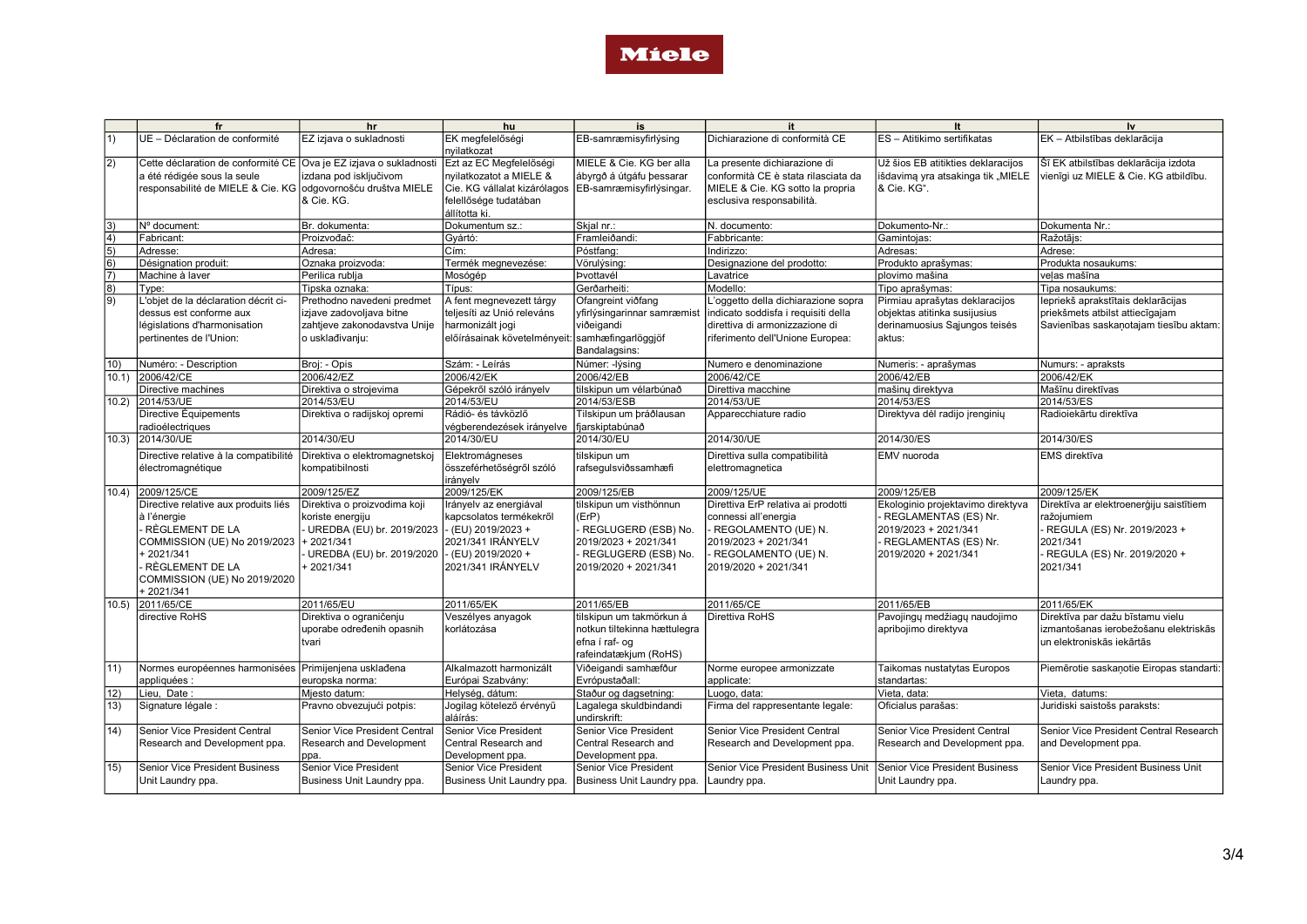**Miele**

| | fr | hr | hu | is | it | lt | lv |
|---|---|---|---|---|---|---|---|
| 1) | UE – Déclaration de conformité | EZ izjava o sukladnosti | EK megfelelőségi nyilatkozat | EB-samræmisyfirlýsing | Dichiarazione di conformità CE | ES – Atitikimo sertifikatas | EK – Atbilstības deklarācija |
| 2) | Cette déclaration de conformité CE a été rédigée sous la seule responsabilité de MIELE & Cie. KG | Ova je EZ izjava o sukladnosti izdana pod isključivom odgovornošću društva MIELE & Cie. KG. | Ezt az EC Megfelelőségi nyilatkozatot a MIELE & Cie. KG vállalat kizárólagos felelőssége tudatában állította ki. | MIELE & Cie. KG ber alla ábyrgð á útgáfu þessarar EB-samræmisyfirlýsingar. | La presente dichiarazione di conformità CE è stata rilasciata da MIELE & Cie. KG sotto la propria esclusiva responsabilità. | Už šios EB atitikties deklaracijos išdavimą yra atsakinga tik „MIELE & Cie. KG". | Šī EK atbilstības deklarācija izdota vienīgi uz MIELE & Cie. KG atbildību. |
| 3) | Nº document: | Br. dokumenta: | Dokumentum sz.: | Skjal nr.: | N. documento: | Dokumento-Nr.: | Dokumenta Nr.: |
| 4) | Fabricant: | Proizvođač: | Gyártó: | Framleiðandi: | Fabbricante: | Gamintojas: | Ražotājs: |
| 5) | Adresse: | Adresa: | Cím: | Póstfang: | Indirizzo: | Adresas: | Adrese: |
| 6) | Désignation produit: | Oznaka proizvoda: | Termék megnevezése: | Vörulýsing: | Designazione del prodotto: | Produkto aprašymas: | Produkta nosaukums: |
| 7) | Machine à laver | Perilica rublja | Mosógép | Þvottavél | Lavatrice | plovimo mašina | veļas mašīna |
| 8) | Type: | Tipska oznaka: | Típus: | Gerðarheiti: | Modello: | Tipo aprašymas: | Tipa nosaukums: |
| 9) | L'objet de la déclaration décrit ci-dessus est conforme aux législations d'harmonisation pertinentes de l'Union: | Prethodno navedeni predmet izjave zadovoljava bitne zahtjeve zakonodavstva Unije o usklađivanju: | A fent megnevezett tárgy teljesíti az Unió releváns harmonizált jogi előírásainak követelményeit: | Ofangreint viðfang yfirlýsingarinnar samræmist viðeigandi samhæfingarlöggjöf Bandalagsins: | L'oggetto della dichiarazione sopra indicato soddisfa i requisiti della direttiva di armonizzazione di riferimento dell'Unione Europea: | Pirmiau aprašytas deklaracijos objektas atitinka susijusius derinamuosius Sąjungos teisės aktus: | Iepriekš aprakstītais deklarācijas priekšmets atbilst attiecīgajam Savienības saskaņotajam tiesību aktam: |
| 10) | Numéro: - Description | Broj: - Opis | Szám: - Leírás | Númer: -lýsing | Numero e denominazione | Numeris: - aprašymas | Numurs: - apraksts |
| 10.1) | 2006/42/CE | 2006/42/EZ | 2006/42/EK | 2006/42/EB | 2006/42/CE | 2006/42/EB | 2006/42/EK |
| | Directive machines | Direktiva o strojevima | Gépekről szóló irányelv | tilskipun um vélarbúnað | Direttiva macchine | mašinų direktyva | Mašīnu direktīvas |
| 10.2) | 2014/53/UE | 2014/53/EU | 2014/53/EU | 2014/53/ESB | 2014/53/UE | 2014/53/ES | 2014/53/ES |
| | Directive Équipements radioélectriques | Direktiva o radijskoj opremi | Rádió- és távközlő végberendezések irányelve | Tilskipun um þráðlausan fjarskiptabúnað | Apparecchiature radio | Direktyva dėl radijo įrenginių | Radioiekārtu direktīva |
| 10.3) | 2014/30/UE | 2014/30/EU | 2014/30/EU | 2014/30/EU | 2014/30/UE | 2014/30/ES | 2014/30/ES |
| | Directive relative à la compatibilité électromagnétique | Direktiva o elektromagnetskoj kompatibilnosti | Elektromágneses összeférhetőségről szóló irányelv | tilskipun um rafsegulsviðssamhæfi | Direttiva sulla compatibilità elettromagnetica | EMV nuoroda | EMS direktīva |
| 10.4) | 2009/125/CE | 2009/125/EZ | 2009/125/EK | 2009/125/EB | 2009/125/UE | 2009/125/EB | 2009/125/EK |
| | Directive relative aux produits liés à l'énergie<br>- RÈGLEMENT DE LA COMMISSION (UE) No 2019/2023 + 2021/341<br>- RÈGLEMENT DE LA COMMISSION (UE) No 2019/2020 + 2021/341 | Direktiva o proizvodima koji koriste energiju<br>- UREDBA (EU) br. 2019/2023 + 2021/341<br>- UREDBA (EU) br. 2019/2020 + 2021/341 | Irányelv az energiával kapcsolatos termékekről<br>- (EU) 2019/2023 + 2021/341 IRÁNYELV<br>- (EU) 2019/2020 + 2021/341 IRÁNYELV | tilskipun um visthönnun (ErP)<br>- REGLUGERÐ (ESB) No. 2019/2023 + 2021/341<br>- REGLUGERÐ (ESB) No. 2019/2020 + 2021/341 | Direttiva ErP relativa ai prodotti connessi all'energia<br>- REGOLAMENTO (UE) N. 2019/2023 + 2021/341<br>- REGOLAMENTO (UE) N. 2019/2020 + 2021/341 | Ekologinio projektavimo direktyva<br>- REGLAMENTAS (ES) Nr. 2019/2023 + 2021/341<br>- REGLAMENTAS (ES) Nr. 2019/2020 + 2021/341 | Direktīva ar elektroenerģiju saistītiem ražojumiem<br>- REGULA (ES) Nr. 2019/2023 + 2021/341<br>- REGULA (ES) Nr. 2019/2020 + 2021/341 |
| 10.5) | 2011/65/CE | 2011/65/EU | 2011/65/EK | 2011/65/EB | 2011/65/CE | 2011/65/EB | 2011/65/EK |
| | directive RoHS | Direktiva o ograničenju uporabe određenih opasnih tvari | Veszélyes anyagok korlátozása | tilskipun um takmörkun á notkun tiltekinna hættulegra efna í raf- og rafeindatækjum (RoHS) | Direttiva RoHS | Pavojingų medžiagų naudojimo apribojimo direktyva | Direktīva par dažu bīstamu vielu izmantošanas ierobežošanu elektriskās un elektroniskās iekārtās |
| 11) | Normes européennes harmonisées appliquées : | Primijenjena usklađena europska norma: | Alkalmazott harmonizált Európai Szabvány: | Viðeigandi samhæfður Evrópustaðall: | Norme europee armonizzate applicate: | Taikomas nustatytas Europos standartas: | Piemērotie saskaņotie Eiropas standarti: |
| 12) | Lieu, Date : | Mjesto datum: | Helység, dátum: | Staður og dagsetning: | Luogo, data: | Vieta, data: | Vieta, datums: |
| 13) | Signature légale : | Pravno obvezujući potpis: | Jogilag kötelező érvényű aláírás: | Lagalega skuldbindandi undirskrift: | Firma del rappresentante legale: | Oficialus parašas: | Juridiski saistošs paraksts: |
| 14) | Senior Vice President Central Research and Development ppa. | Senior Vice President Central Research and Development ppa. | Senior Vice President Central Research and Development ppa. | Senior Vice President Central Research and Development ppa. | Senior Vice President Central Research and Development ppa. | Senior Vice President Central Research and Development ppa. | Senior Vice President Central Research and Development ppa. |
| 15) | Senior Vice President Business Unit Laundry ppa. | Senior Vice President Business Unit Laundry ppa. | Senior Vice President Business Unit Laundry ppa. | Senior Vice President Business Unit Laundry ppa. | Senior Vice President Business Unit Laundry ppa. | Senior Vice President Business Unit Laundry ppa. | Senior Vice President Business Unit Laundry ppa. |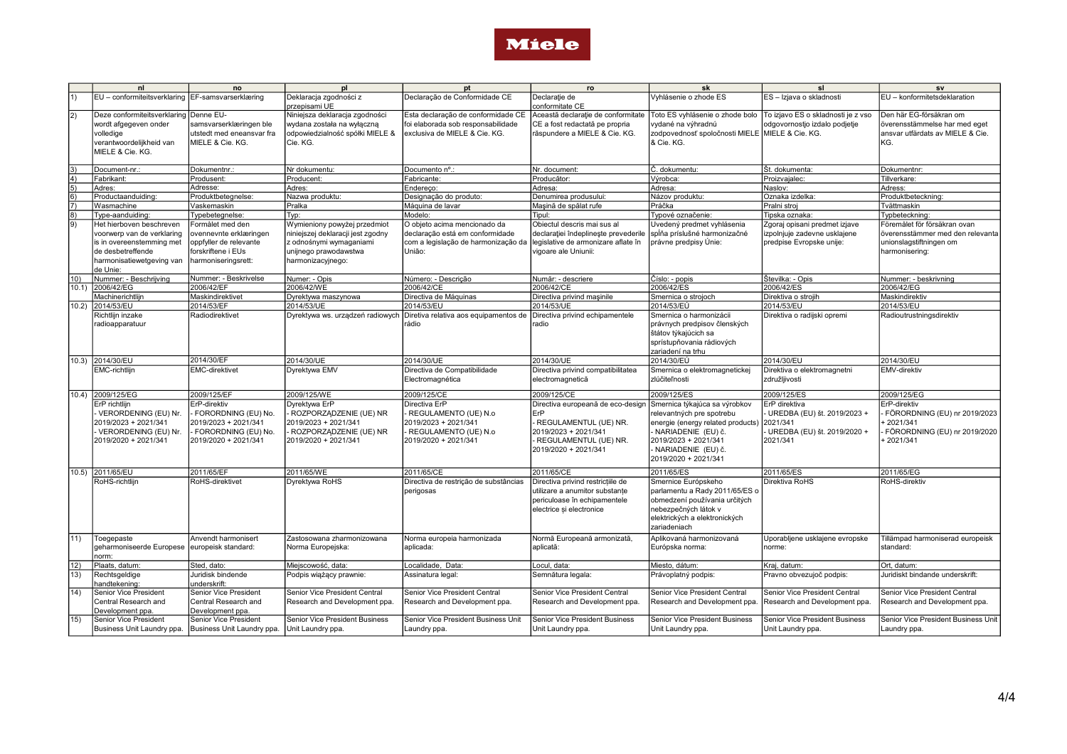Miele

| | nl | no | pl | pt | ro | sk | sl | sv |
|---|---|---|---|---|---|---|---|---|
| 1) | EU – conformiteitsverklaring | EF-samsvarserklæring | Deklaracja zgodności z przepisami UE | Declaração de Conformidade CE | Declarație de conformitate CE | Vyhlásenie o zhode ES | ES – Izjava o skladnosti | EU – konformitetsdeklaration |
| 2) | Deze conformiteitsverklaring wordt afgegeven onder volledige verantwoordelijkheid van MIELE & Cie. KG. | Denne EU-samsvarserklæringen ble utstedt med eneansvar fra MIELE & Cie. KG. | Niniejsza deklaracja zgodności wydana została na wyłączną odpowiedzialność spółki MIELE & Cie. KG. | Esta declaração de conformidade CE foi elaborada sob responsabilidade exclusiva de MIELE & Cie. KG. | Această declarație de conformitate CE a fost redactată pe propria răspundere a MIELE & Cie. KG. | Toto ES vyhlásenie o zhode bolo vydané na výhradnú zodpovednosť spoločnosti MIELE & Cie. KG. | To izjavo ES o skladnosti je z vso odgovornostjo izdalo podjetje MIELE & Cie. KG. | Den här EG-försäkran om överensstämmelse har med eget ansvar utfärdats av MIELE & Cie. KG. |
| 3) | Document-nr.: | Dokumentnr.: | Nr dokumentu: | Documento nº.: | Nr. document: | Č. dokumentu: | Št. dokumenta: | Dokumentnr: |
| 4) | Fabrikant: | Produsent: | Producent: | Fabricante: | Producător: | Výrobca: | Proizvajalec: | Tillverkare: |
| 5) | Adres: | Adresse: | Adres: | Endereço: | Adresa: | Adresa: | Naslov: | Adress: |
| 6) | Productaanduiding: | Produktbetegnelse: | Nazwa produktu: | Designação do produto: | Denumirea produsului: | Názov produktu: | Oznaka izdelka: | Produktbeteckning: |
| 7) | Wasmachine | Vaskemaskin | Pralka | Máquina de lavar | Mașină de spălat rufe | Práčka | Pralni stroj | Tvättmaskin |
| 8) | Type-aanduiding: | Typebetegnelse: | Typ: | Modelo: | Tipul: | Typové označenie: | Tipska oznaka: | Typbeteckning: |
| 9) | Het hierboven beschreven voorwerp van de verklaring is in overeenstemming met de desbetreffende harmonisatiewetgeving van de Unie: | Formålet med den ovennevnte erklæringen oppfyller de relevante forskriftene i EUs harmoniseringsrett: | Wymieniony powyżej przedmiot niniejszej deklaracji jest zgodny z odnośnymi wymaganiami unijnego prawodawstwa harmonizacyjnego: | O objeto acima mencionado da declaração está em conformidade com a legislação de harmonização da União: | Obiectul descris mai sus al declarației îndeplinește prevederile legislative de armonizare aflate în vigoare ale Uniunii: | Uvedený predmet vyhlásenia spĺňa príslušné harmonizačné právne predpisy Únie: | Zgoraj opisani predmet izjave izpolnjuje zadevne usklajene predpise Evropske unije: | Föremålet för försäkran ovan överensstämmer med den relevanta unionslagstiftningen om harmonisering: |
| 10) | Nummer: - Beschrijving | Nummer: - Beskrivelse | Numer: - Opis | Número: - Descrição | Număr: - descriere | Číslo: - popis | Številka: - Opis | Nummer: - beskrivning |
| 10.1) | 2006/42/EG | 2006/42/EF | 2006/42/WE | 2006/42/CE | 2006/42/CE | 2006/42/ES | 2006/42/ES | 2006/42/EG |
| | Machinerichtlijn | Maskindirektivet | Dyrektywa maszynowa | Directiva de Máquinas | Directiva privind mașinile | Smernica o strojoch | Direktiva o strojih | Maskindirektiv |
| 10.2) | 2014/53/EU | 2014/53/EF | 2014/53/UE | 2014/53/EU | 2014/53/UE | 2014/53/EÚ | 2014/53/EU | 2014/53/EU |
| | Richtlijn inzake radioapparatuur | Radiodirektivet | Dyrektywa ws. urządzeń radiowych | Diretiva relativa aos equipamentos de rádio | Directiva privind echipamentele radio | Smernica o harmonizácii právnych predpisov členských štátov týkajúcich sa sprístupňovania rádiových zariadení na trhu | Direktiva o radijski opremi | Radioutrustningsdirektiv |
| 10.3) | 2014/30/EU | 2014/30/EF | 2014/30/UE | 2014/30/UE | 2014/30/UE | 2014/30/EÚ | 2014/30/EU | 2014/30/EU |
| | EMC-richtlijn | EMC-direktivet | Dyrektywa EMV | Directiva de Compatibilidade Electromagnética | Directiva privind compatibilitatea electromagnetică | Smernica o elektromagnetickej zlúčiteľnosti | Direktiva o elektromagnetni združljivosti | EMV-direktiv |
| 10.4) | 2009/125/EG | 2009/125/EF | 2009/125/WE | 2009/125/CE | 2009/125/CE | 2009/125/ES | 2009/125/ES | 2009/125/EG |
| | ErP richtlijn<br>- VERORDENING (EU) Nr. 2019/2023 + 2021/341<br>- VERORDENING (EU) Nr. 2019/2020 + 2021/341 | ErP-direktiv<br>- FORORDNING (EU) No. 2019/2023 + 2021/341<br>- FORORDNING (EU) No. 2019/2020 + 2021/341 | Dyrektywa ErP<br>- ROZPORZĄDZENIE (UE) NR 2019/2023 + 2021/341<br>- ROZPORZĄDZENIE (UE) NR 2019/2020 + 2021/341 | Directiva ErP<br>- REGULAMENTO (UE) N.o 2019/2023 + 2021/341<br>- REGULAMENTO (UE) N.o 2019/2020 + 2021/341 | Directiva europeană de eco-design ErP<br>- REGULAMENTUL (UE) NR. 2019/2023 + 2021/341<br>- REGULAMENTUL (UE) NR. 2019/2020 + 2021/341 | Smernica týkajúca sa výrobkov relevantných pre spotrebu energie (energy related products)<br>- NARIADENIE (EÚ) č. 2019/2023 + 2021/341<br>- NARIADENIE (EÚ) č. 2019/2020 + 2021/341 | ErP direktiva<br>- UREDBA (EU) št. 2019/2023 + 2021/341<br>- UREDBA (EU) št. 2019/2020 + 2021/341 | ErP-direktiv<br>- FÖRORDNING (EU) nr 2019/2023 + 2021/341<br>- FÖRORDNING (EU) nr 2019/2020 + 2021/341 |
| 10.5) | 2011/65/EU | 2011/65/EF | 2011/65/WE | 2011/65/CE | 2011/65/CE | 2011/65/ES | 2011/65/ES | 2011/65/EG |
| | RoHS-richtlijn | RoHS-direktivet | Dyrektywa RoHS | Directiva de restrição de substâncias perigosas | Directiva privind restricțiile de utilizare a anumitor substanțe periculoase în echipamentele electrice și electronice | Smernice Európskeho parlamentu a Rady 2011/65/ES o obmedzení používania určitých nebezpečných látok v elektrických a elektronických zariadeniach | Direktiva RoHS | RoHS-direktiv |
| 11) | Toegepaste geharmoniseerde Europese norm: | Anvendt harmonisert europeisk standard: | Zastosowana zharmonizowana Norma Europejska: | Norma europeia harmonizada aplicada: | Normă Europeană armonizată, aplicată: | Aplikovaná harmonizovaná Európska norma: | Uporabljene usklajene evropske norme: | Tillämpad harmoniserad europeisk standard: |
| 12) | Plaats, datum: | Sted, dato: | Miejscowość, data: | Localidade, Data: | Locul, data: | Miesto, dátum: | Kraj, datum: | Ort, datum: |
| 13) | Rechtsgeldige handtekening: | Juridisk bindende underskrift: | Podpis wiążący prawnie: | Assinatura legal: | Semnătura legala: | Právoplatný podpis: | Pravno obvezujoč podpis: | Juridiskt bindande underskrift: |
| 14) | Senior Vice President Central Research and Development ppa. | Senior Vice President Central Research and Development ppa. | Senior Vice President Central Research and Development ppa. | Senior Vice President Central Research and Development ppa. | Senior Vice President Central Research and Development ppa. | Senior Vice President Central Research and Development ppa. | Senior Vice President Central Research and Development ppa. | Senior Vice President Central Research and Development ppa. |
| 15) | Senior Vice President Business Unit Laundry ppa. | Senior Vice President Business Unit Laundry ppa. | Senior Vice President Business Unit Laundry ppa. | Senior Vice President Business Unit Laundry ppa. | Senior Vice President Business Unit Laundry ppa. | Senior Vice President Business Unit Laundry ppa. | Senior Vice President Business Unit Laundry ppa. | Senior Vice President Business Unit Laundry ppa. |